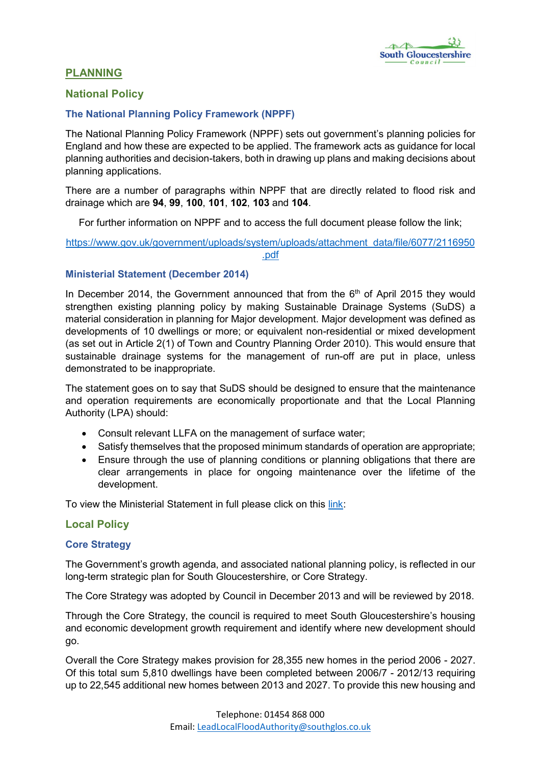# PLANNING

## National Policy

### The National Planning Policy Framework (NPPF)

The National Planning Policy Framework (NPPF) sets out government's planning policies for England and how these are expected to be applied. The framework acts as guidance for local planning authorities and decision-takers, both in drawing up plans and making decisions about planning applications.

There are a number of paragraphs within NPPF that are directly related to flood risk and drainage which are **94**, **99**, **100**, **101**, **102**, **103** and **104**.

For further information on NPPF and to access the full document please follow the link;

[https://www.gov.uk/government/uploads/system/uploads/attachment_data/file/6077/2116950.pdf](https://www.gov.uk/government/uploads/system/uploads/attachment_data/file/6077/2116950.pdf)

### Ministerial Statement (December 2014)

In December 2014, the Government announced that from the 6th of April 2015 they would strengthen existing planning policy by making Sustainable Drainage Systems (SuDS) a material consideration in planning for Major development. Major development was defined as developments of 10 dwellings or more; or equivalent non-residential or mixed development (as set out in Article 2(1) of Town and Country Planning Order 2010). This would ensure that sustainable drainage systems for the management of run-off are put in place, unless demonstrated to be inappropriate.

The statement goes on to say that SuDS should be designed to ensure that the maintenance and operation requirements are economically proportionate and that the Local Planning Authority (LPA) should:

- Consult relevant LLFA on the management of surface water;
- Satisfy themselves that the proposed minimum standards of operation are appropriate;
- Ensure through the use of planning conditions or planning obligations that there are clear arrangements in place for ongoing maintenance over the lifetime of the development.

To view the Ministerial Statement in full please click on this link:

## Local Policy

### Core Strategy

The Government's growth agenda, and associated national planning policy, is reflected in our long-term strategic plan for South Gloucestershire, or Core Strategy.

The Core Strategy was adopted by Council in December 2013 and will be reviewed by 2018.

Through the Core Strategy, the council is required to meet South Gloucestershire's housing and economic development growth requirement and identify where new development should go.

Overall the Core Strategy makes provision for 28,355 new homes in the period 2006 - 2027. Of this total sum 5,810 dwellings have been completed between 2006/7 - 2012/13 requiring up to 22,545 additional new homes between 2013 and 2027. To provide this new housing and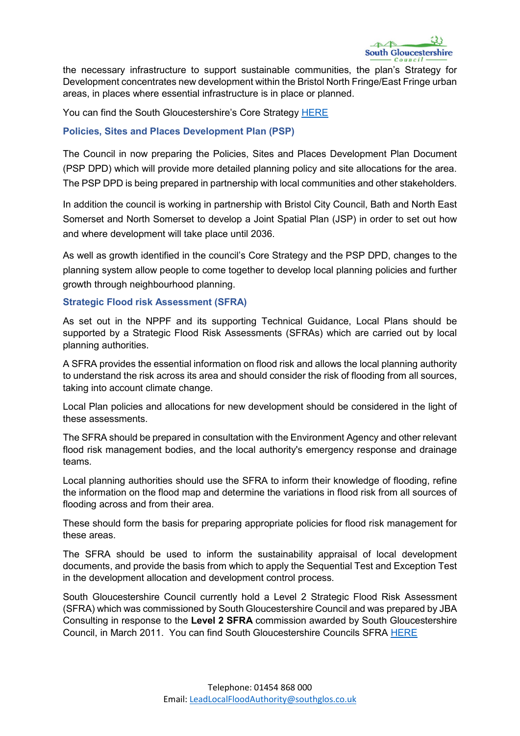the necessary infrastructure to support sustainable communities, the plan's Strategy for Development concentrates new development within the Bristol North Fringe/East Fringe urban areas, in places where essential infrastructure is in place or planned.

You can find the South Gloucestershire's Core Strategy HERE

### Policies, Sites and Places Development Plan (PSP)

The Council in now preparing the Policies, Sites and Places Development Plan Document (PSP DPD) which will provide more detailed planning policy and site allocations for the area. The PSP DPD is being prepared in partnership with local communities and other stakeholders.

In addition the council is working in partnership with Bristol City Council, Bath and North East Somerset and North Somerset to develop a Joint Spatial Plan (JSP) in order to set out how and where development will take place until 2036.

As well as growth identified in the council's Core Strategy and the PSP DPD, changes to the planning system allow people to come together to develop local planning policies and further growth through neighbourhood planning.

### Strategic Flood risk Assessment (SFRA)

As set out in the NPPF and its supporting Technical Guidance, Local Plans should be supported by a Strategic Flood Risk Assessments (SFRAs) which are carried out by local planning authorities.

A SFRA provides the essential information on flood risk and allows the local planning authority to understand the risk across its area and should consider the risk of flooding from all sources, taking into account climate change.

Local Plan policies and allocations for new development should be considered in the light of these assessments.

The SFRA should be prepared in consultation with the Environment Agency and other relevant flood risk management bodies, and the local authority's emergency response and drainage teams.

Local planning authorities should use the SFRA to inform their knowledge of flooding, refine the information on the flood map and determine the variations in flood risk from all sources of flooding across and from their area.

These should form the basis for preparing appropriate policies for flood risk management for these areas.

The SFRA should be used to inform the sustainability appraisal of local development documents, and provide the basis from which to apply the Sequential Test and Exception Test in the development allocation and development control process.

South Gloucestershire Council currently hold a Level 2 Strategic Flood Risk Assessment (SFRA) which was commissioned by South Gloucestershire Council and was prepared by JBA Consulting in response to the **Level 2 SFRA** commission awarded by South Gloucestershire Council, in March 2011. You can find South Gloucestershire Councils SFRA HERE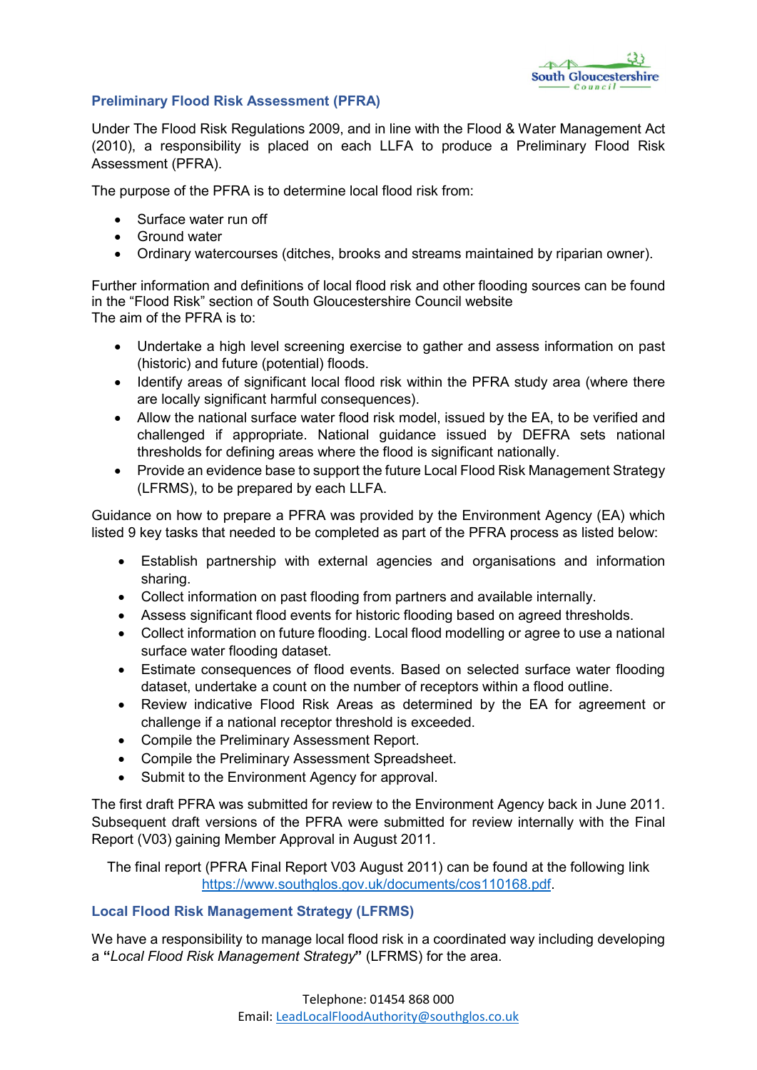## Preliminary Flood Risk Assessment (PFRA)

Under The Flood Risk Regulations 2009, and in line with the Flood & Water Management Act (2010), a responsibility is placed on each LLFA to produce a Preliminary Flood Risk Assessment (PFRA).

The purpose of the PFRA is to determine local flood risk from:

- Surface water run off
- Ground water
- Ordinary watercourses (ditches, brooks and streams maintained by riparian owner).

Further information and definitions of local flood risk and other flooding sources can be found in the "Flood Risk" section of South Gloucestershire Council website
The aim of the PFRA is to:

- Undertake a high level screening exercise to gather and assess information on past (historic) and future (potential) floods.
- Identify areas of significant local flood risk within the PFRA study area (where there are locally significant harmful consequences).
- Allow the national surface water flood risk model, issued by the EA, to be verified and challenged if appropriate. National guidance issued by DEFRA sets national thresholds for defining areas where the flood is significant nationally.
- Provide an evidence base to support the future Local Flood Risk Management Strategy (LFRMS), to be prepared by each LLFA.

Guidance on how to prepare a PFRA was provided by the Environment Agency (EA) which listed 9 key tasks that needed to be completed as part of the PFRA process as listed below:

- Establish partnership with external agencies and organisations and information sharing.
- Collect information on past flooding from partners and available internally.
- Assess significant flood events for historic flooding based on agreed thresholds.
- Collect information on future flooding. Local flood modelling or agree to use a national surface water flooding dataset.
- Estimate consequences of flood events. Based on selected surface water flooding dataset, undertake a count on the number of receptors within a flood outline.
- Review indicative Flood Risk Areas as determined by the EA for agreement or challenge if a national receptor threshold is exceeded.
- Compile the Preliminary Assessment Report.
- Compile the Preliminary Assessment Spreadsheet.
- Submit to the Environment Agency for approval.

The first draft PFRA was submitted for review to the Environment Agency back in June 2011. Subsequent draft versions of the PFRA were submitted for review internally with the Final Report (V03) gaining Member Approval in August 2011.

The final report (PFRA Final Report V03 August 2011) can be found at the following link https://www.southglos.gov.uk/documents/cos110168.pdf.

## Local Flood Risk Management Strategy (LFRMS)

We have a responsibility to manage local flood risk in a coordinated way including developing a **"***Local Flood Risk Management Strategy***"** (LFRMS) for the area.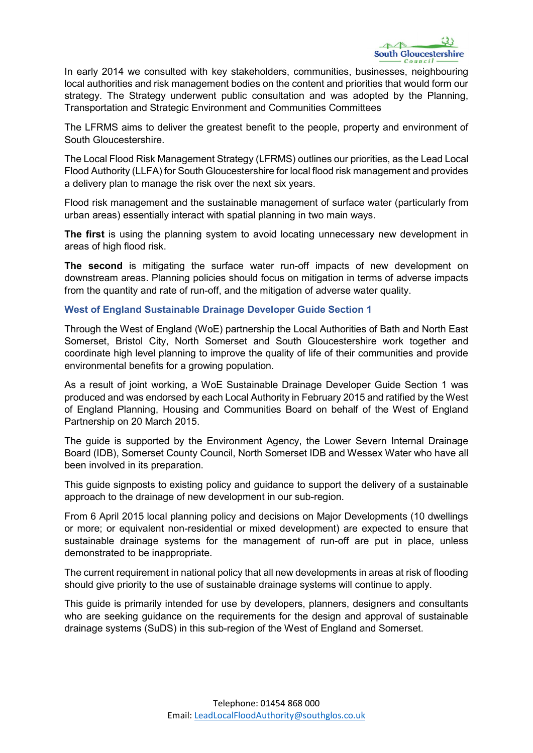In early 2014 we consulted with key stakeholders, communities, businesses, neighbouring local authorities and risk management bodies on the content and priorities that would form our strategy. The Strategy underwent public consultation and was adopted by the Planning, Transportation and Strategic Environment and Communities Committees

The LFRMS aims to deliver the greatest benefit to the people, property and environment of South Gloucestershire.

The Local Flood Risk Management Strategy (LFRMS) outlines our priorities, as the Lead Local Flood Authority (LLFA) for South Gloucestershire for local flood risk management and provides a delivery plan to manage the risk over the next six years.

Flood risk management and the sustainable management of surface water (particularly from urban areas) essentially interact with spatial planning in two main ways.

**The first** is using the planning system to avoid locating unnecessary new development in areas of high flood risk.

**The second** is mitigating the surface water run-off impacts of new development on downstream areas. Planning policies should focus on mitigation in terms of adverse impacts from the quantity and rate of run-off, and the mitigation of adverse water quality.

### West of England Sustainable Drainage Developer Guide Section 1

Through the West of England (WoE) partnership the Local Authorities of Bath and North East Somerset, Bristol City, North Somerset and South Gloucestershire work together and coordinate high level planning to improve the quality of life of their communities and provide environmental benefits for a growing population.

As a result of joint working, a WoE Sustainable Drainage Developer Guide Section 1 was produced and was endorsed by each Local Authority in February 2015 and ratified by the West of England Planning, Housing and Communities Board on behalf of the West of England Partnership on 20 March 2015.

The guide is supported by the Environment Agency, the Lower Severn Internal Drainage Board (IDB), Somerset County Council, North Somerset IDB and Wessex Water who have all been involved in its preparation.

This guide signposts to existing policy and guidance to support the delivery of a sustainable approach to the drainage of new development in our sub-region.

From 6 April 2015 local planning policy and decisions on Major Developments (10 dwellings or more; or equivalent non-residential or mixed development) are expected to ensure that sustainable drainage systems for the management of run-off are put in place, unless demonstrated to be inappropriate.

The current requirement in national policy that all new developments in areas at risk of flooding should give priority to the use of sustainable drainage systems will continue to apply.

This guide is primarily intended for use by developers, planners, designers and consultants who are seeking guidance on the requirements for the design and approval of sustainable drainage systems (SuDS) in this sub-region of the West of England and Somerset.